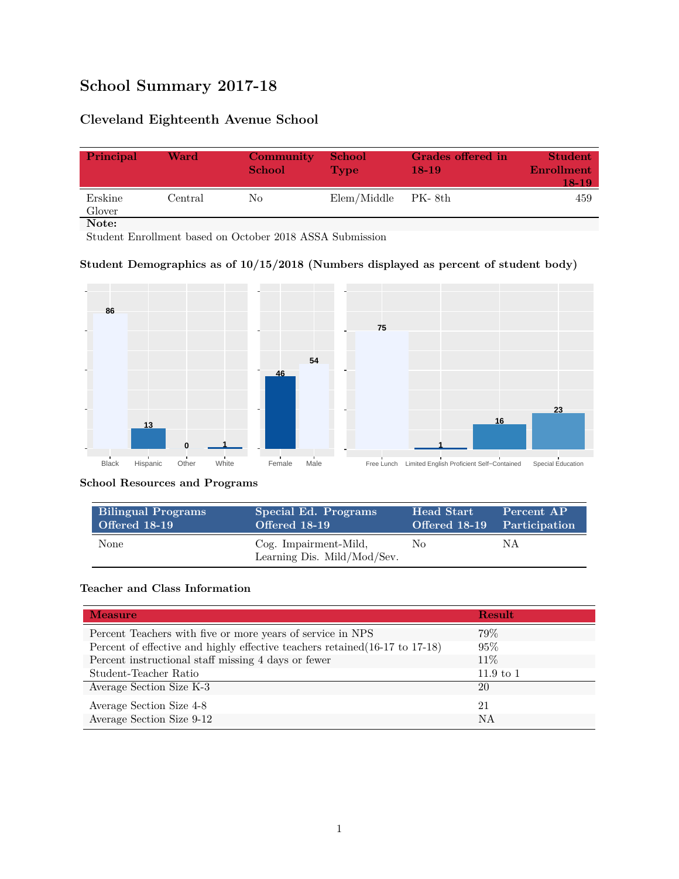# School Summary 2017-18

## Cleveland Eighteenth Avenue School

| Principal | Ward | Community School | School Type | Grades offered in 18-19 | Student Enrollment 18-19 |
|---|---|---|---|---|---|
| Erskine Glover | Central | No | Elem/Middle | PK- 8th | 459 |

**Note:**
Student Enrollment based on October 2018 ASSA Submission

### Student Demographics as of 10/15/2018 (Numbers displayed as percent of student body)

| Black | Hispanic | Other | White |
|---|---|---|---|
| 86 | 13 | 0 | 1 |

| Female | Male |
|---|---|
| 46 | 54 |

| Free Lunch | Limited English Proficient | Self-Contained | Special Education |
|---|---|---|---|
| 75 | 1 | 16 | 23 |

### School Resources and Programs

| Bilingual Programs Offered 18-19 | Special Ed. Programs Offered 18-19 | Head Start Offered 18-19 | Percent AP Participation |
|---|---|---|---|
| None | Cog. Impairment-Mild, Learning Dis. Mild/Mod/Sev. | No | NA |

### Teacher and Class Information

| Measure | Result |
|---|---|
| Percent Teachers with five or more years of service in NPS | 79% |
| Percent of effective and highly effective teachers retained(16-17 to 17-18) | 95% |
| Percent instructional staff missing 4 days or fewer | 11% |
| Student-Teacher Ratio | 11.9 to 1 |
| Average Section Size K-3 | 20 |
| Average Section Size 4-8 | 21 |
| Average Section Size 9-12 | NA |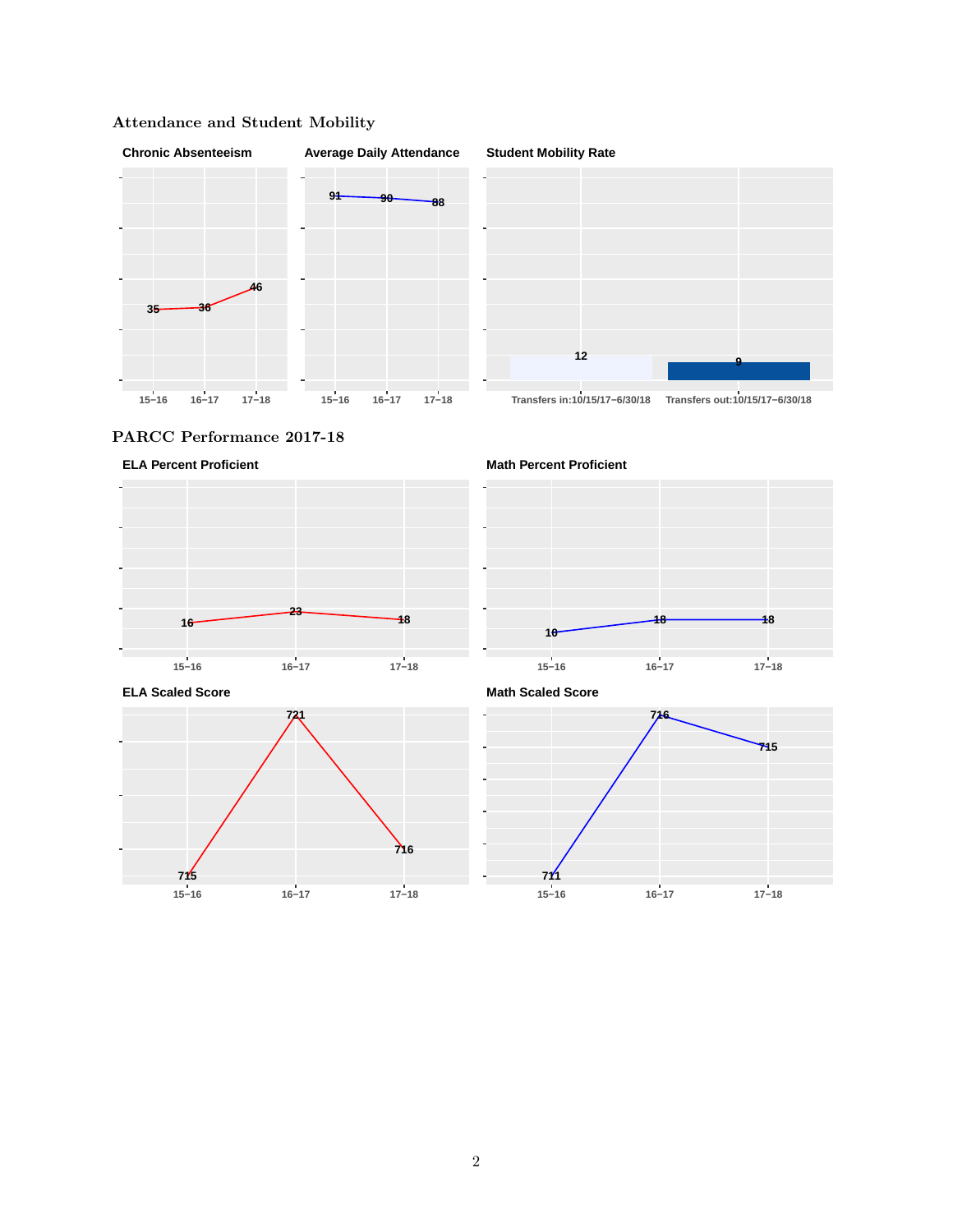## Attendance and Student Mobility

**Chronic Absenteeism**

35
36
46

15–16
16–17
17–18

**Average Daily Attendance**

91
90
88

15–16
16–17
17–18

**Student Mobility Rate**

12
9

Transfers in:10/15/17–6/30/18
Transfers out:10/15/17–6/30/18

## PARCC Performance 2017-18

**ELA Percent Proficient**

16
23
18

15–16
16–17
17–18

**Math Percent Proficient**

10
18
18

15–16
16–17
17–18

**ELA Scaled Score**

715
721
716

15–16
16–17
17–18

**Math Scaled Score**

711
716
715

15–16
16–17
17–18